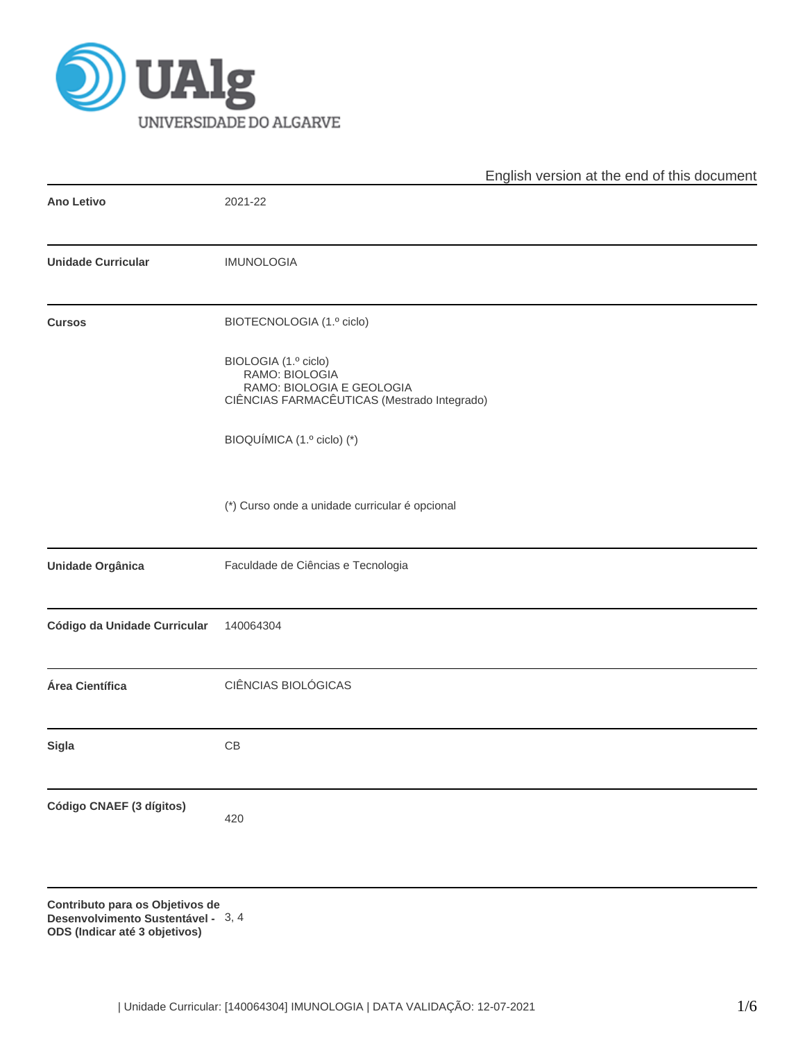English version at the end of this document

| | |
|---|---|
| **Ano Letivo** | 2021-22 |
| **Unidade Curricular** | IMUNOLOGIA |
| **Cursos** | BIOTECNOLOGIA (1.º ciclo)<br><br>BIOLOGIA (1.º ciclo)<br>RAMO: BIOLOGIA<br>RAMO: BIOLOGIA E GEOLOGIA<br>CIÊNCIAS FARMACÊUTICAS (Mestrado Integrado)<br><br>BIOQUÍMICA (1.º ciclo) (*)<br><br>(*) Curso onde a unidade curricular é opcional |
| **Unidade Orgânica** | Faculdade de Ciências e Tecnologia |
| **Código da Unidade Curricular** | 140064304 |
| **Área Científica** | CIÊNCIAS BIOLÓGICAS |
| **Sigla** | CB |
| **Código CNAEF (3 dígitos)** | 420 |
| **Contributo para os Objetivos de Desenvolvimento Sustentável - ODS (Indicar até 3 objetivos)** | 3, 4 |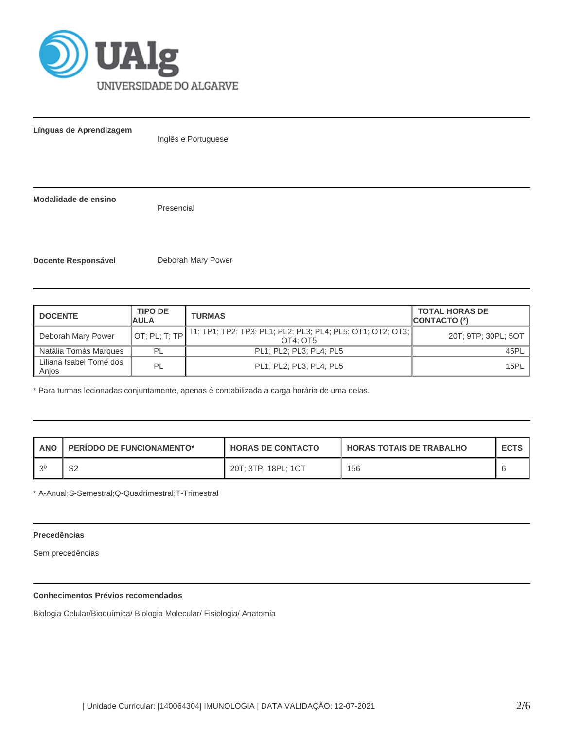**Línguas de Aprendizagem**

Inglês e Portuguese

**Modalidade de ensino**

Presencial

**Docente Responsável**

Deborah Mary Power

| DOCENTE | TIPO DE AULA | TURMAS | TOTAL HORAS DE CONTACTO (*) |
|---|---|---|---|
| Deborah Mary Power | OT; PL; T; TP | T1; TP1; TP2; TP3; PL1; PL2; PL3; PL4; PL5; OT1; OT2; OT3; OT4; OT5 | 20T; 9TP; 30PL; 5OT |
| Natália Tomás Marques | PL | PL1; PL2; PL3; PL4; PL5 | 45PL |
| Liliana Isabel Tomé dos Anjos | PL | PL1; PL2; PL3; PL4; PL5 | 15PL |

* Para turmas lecionadas conjuntamente, apenas é contabilizada a carga horária de uma delas.

| ANO | PERÍODO DE FUNCIONAMENTO* | HORAS DE CONTACTO | HORAS TOTAIS DE TRABALHO | ECTS |
|---|---|---|---|---|
| 3º | S2 | 20T; 3TP; 18PL; 1OT | 156 | 6 |

* A-Anual;S-Semestral;Q-Quadrimestral;T-Trimestral

**Precedências**

Sem precedências

**Conhecimentos Prévios recomendados**

Biologia Celular/Bioquímica/ Biologia Molecular/ Fisiologia/ Anatomia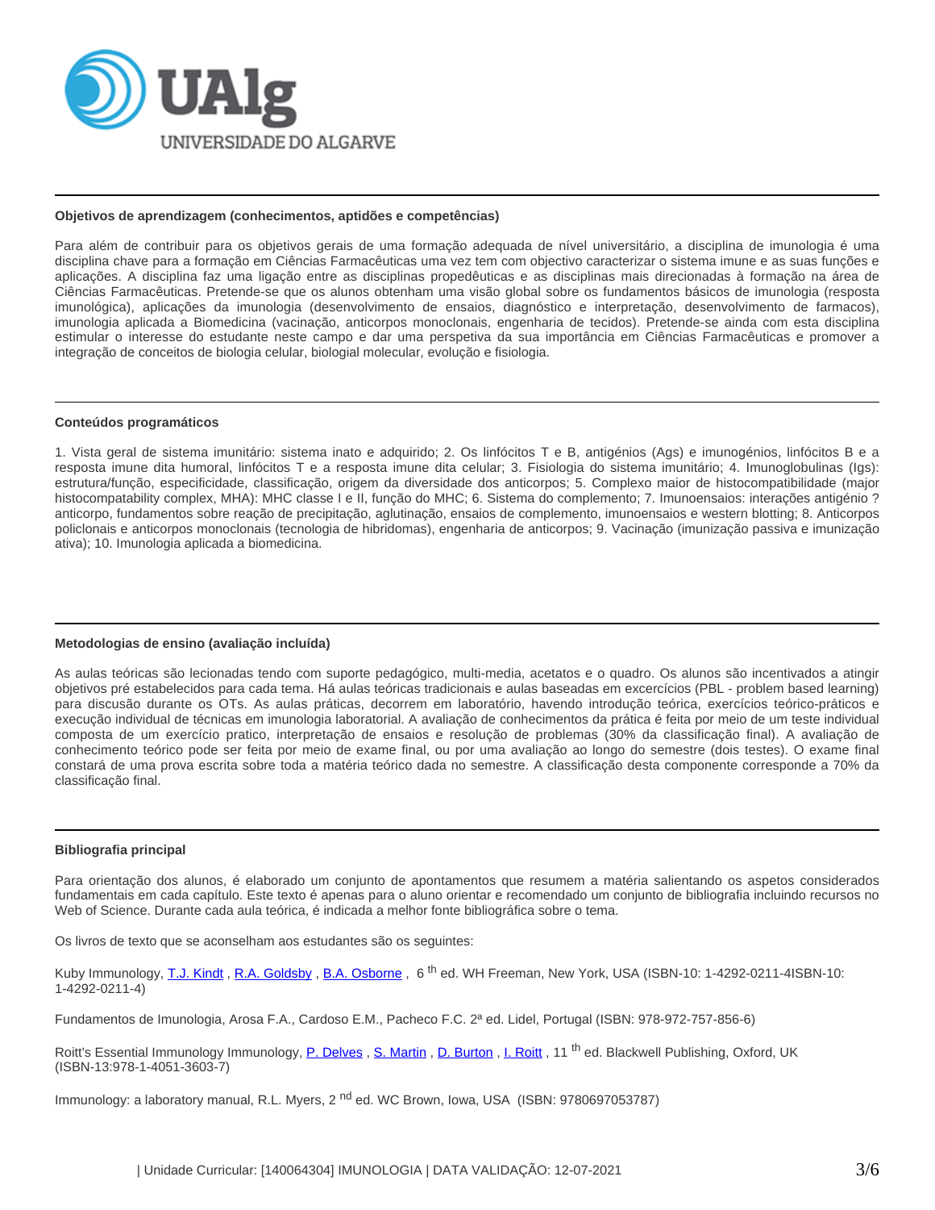#### Objetivos de aprendizagem (conhecimentos, aptidões e competências)

Para além de contribuir para os objetivos gerais de uma formação adequada de nível universitário, a disciplina de imunologia é uma disciplina chave para a formação em Ciências Farmacêuticas uma vez tem com objectivo caracterizar o sistema imune e as suas funções e aplicações. A disciplina faz uma ligação entre as disciplinas propedêuticas e as disciplinas mais direcionadas à formação na área de Ciências Farmacêuticas. Pretende-se que os alunos obtenham uma visão global sobre os fundamentos básicos de imunologia (resposta imunológica), aplicações da imunologia (desenvolvimento de ensaios, diagnóstico e interpretação, desenvolvimento de farmacos), imunologia aplicada a Biomedicina (vacinação, anticorpos monoclonais, engenharia de tecidos). Pretende-se ainda com esta disciplina estimular o interesse do estudante neste campo e dar uma perspetiva da sua importância em Ciências Farmacêuticas e promover a integração de conceitos de biologia celular, biologial molecular, evolução e fisiologia.

#### Conteúdos programáticos

1. Vista geral de sistema imunitário: sistema inato e adquirido; 2. Os linfócitos T e B, antigénios (Ags) e imunogénios, linfócitos B e a resposta imune dita humoral, linfócitos T e a resposta imune dita celular; 3. Fisiologia do sistema imunitário; 4. Imunoglobulinas (Igs): estrutura/função, especificidade, classificação, origem da diversidade dos anticorpos; 5. Complexo maior de histocompatibilidade (major histocompatability complex, MHA): MHC classe I e II, função do MHC; 6. Sistema do complemento; 7. Imunoensaios: interações antigénio ? anticorpo, fundamentos sobre reação de precipitação, aglutinação, ensaios de complemento, imunoensaios e western blotting; 8. Anticorpos policlonais e anticorpos monoclonais (tecnologia de hibridomas), engenharia de anticorpos; 9. Vacinação (imunização passiva e imunização ativa); 10. Imunologia aplicada a biomedicina.

#### Metodologias de ensino (avaliação incluída)

As aulas teóricas são lecionadas tendo com suporte pedagógico, multi-media, acetatos e o quadro. Os alunos são incentivados a atingir objetivos pré estabelecidos para cada tema. Há aulas teóricas tradicionais e aulas baseadas em excercícios (PBL - problem based learning) para discusão durante os OTs. As aulas práticas, decorrem em laboratório, havendo introdução teórica, exercícios teórico-práticos e execução individual de técnicas em imunologia laboratorial. A avaliação de conhecimentos da prática é feita por meio de um teste individual composta de um exercício pratico, interpretação de ensaios e resolução de problemas (30% da classificação final). A avaliação de conhecimento teórico pode ser feita por meio de exame final, ou por uma avaliação ao longo do semestre (dois testes). O exame final constará de uma prova escrita sobre toda a matéria teórico dada no semestre. A classificação desta componente corresponde a 70% da classificação final.

#### Bibliografia principal

Para orientação dos alunos, é elaborado um conjunto de apontamentos que resumem a matéria salientando os aspetos considerados fundamentais em cada capítulo. Este texto é apenas para o aluno orientar e recomendado um conjunto de bibliografia incluindo recursos no Web of Science. Durante cada aula teórica, é indicada a melhor fonte bibliográfica sobre o tema.

Os livros de texto que se aconselham aos estudantes são os seguintes:

Kuby Immunology, T.J. Kindt , R.A. Goldsby , B.A. Osborne , 6 th ed. WH Freeman, New York, USA (ISBN-10: 1-4292-0211-4ISBN-10: 1-4292-0211-4)

Fundamentos de Imunologia, Arosa F.A., Cardoso E.M., Pacheco F.C. 2ª ed. Lidel, Portugal (ISBN: 978-972-757-856-6)

Roitt's Essential Immunology Immunology, P. Delves , S. Martin , D. Burton , I. Roitt , 11 th ed. Blackwell Publishing, Oxford, UK (ISBN-13:978-1-4051-3603-7)

Immunology: a laboratory manual, R.L. Myers, 2 nd ed. WC Brown, Iowa, USA (ISBN: 9780697053787)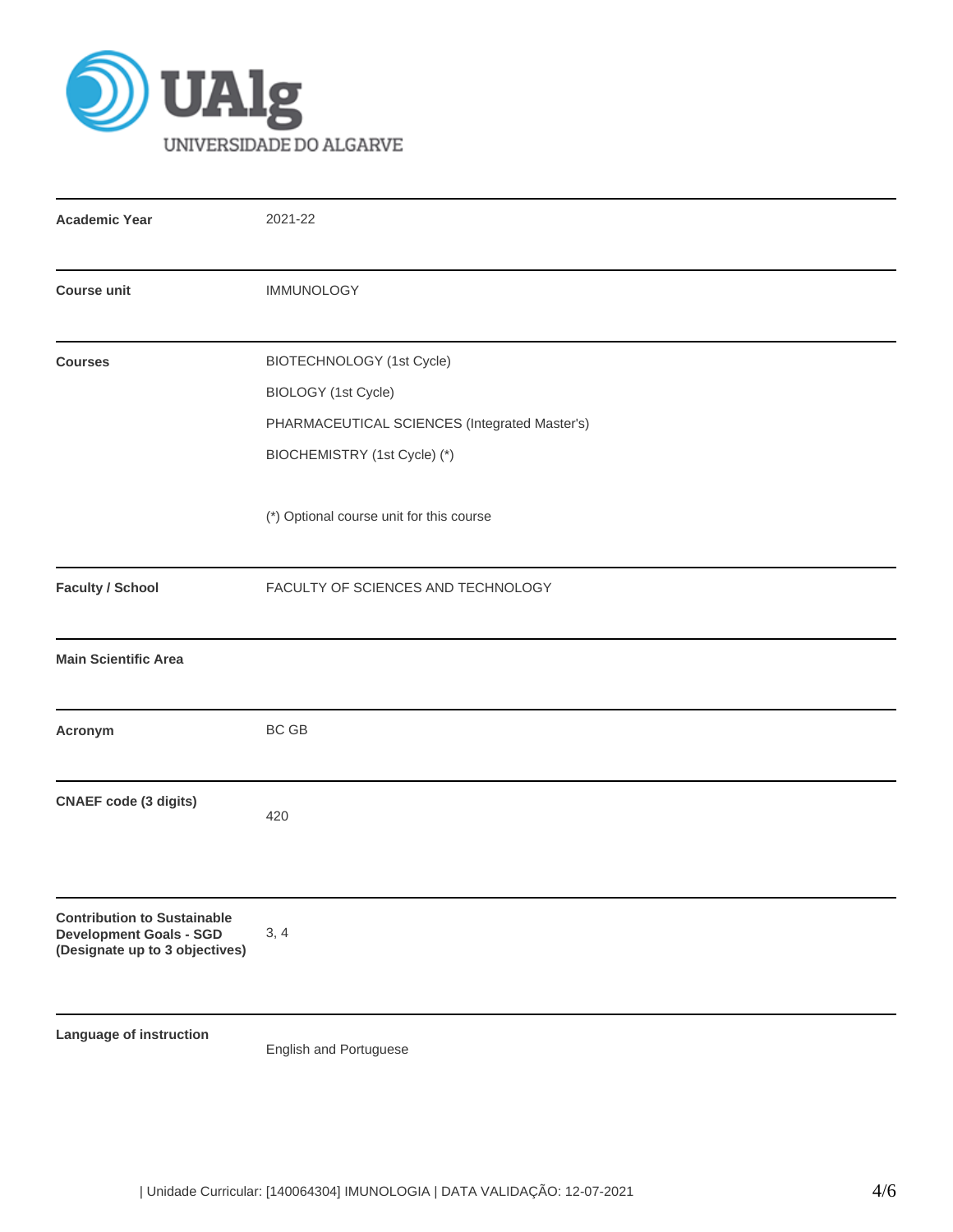| | |
|---|---|
| **Academic Year** | 2021-22 |
| **Course unit** | IMMUNOLOGY |
| **Courses** | BIOTECHNOLOGY (1st Cycle)<br>BIOLOGY (1st Cycle)<br>PHARMACEUTICAL SCIENCES (Integrated Master's)<br>BIOCHEMISTRY (1st Cycle) (*)<br><br>(*) Optional course unit for this course |
| **Faculty / School** | FACULTY OF SCIENCES AND TECHNOLOGY |
| **Main Scientific Area** | |
| **Acronym** | BC GB |
| **CNAEF code (3 digits)** | 420 |
| **Contribution to Sustainable Development Goals - SGD (Designate up to 3 objectives)** | 3, 4 |
| **Language of instruction** | English and Portuguese |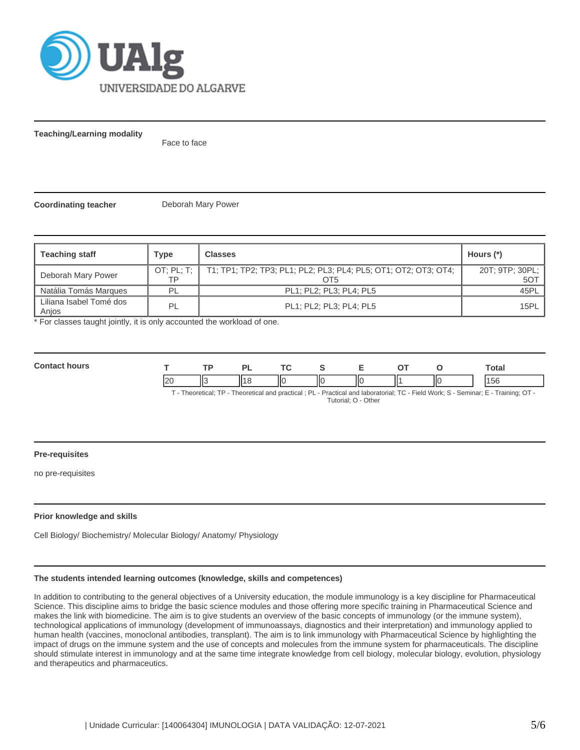**Teaching/Learning modality**

Face to face

**Coordinating teacher** Deborah Mary Power

| Teaching staff | Type | Classes | Hours (*) |
|---|---|---|---|
| Deborah Mary Power | OT; PL; T; TP | T1; TP1; TP2; TP3; PL1; PL2; PL3; PL4; PL5; OT1; OT2; OT3; OT4; OT5 | 20T; 9TP; 30PL; 5OT |
| Natália Tomás Marques | PL | PL1; PL2; PL3; PL4; PL5 | 45PL |
| Liliana Isabel Tomé dos Anjos | PL | PL1; PL2; PL3; PL4; PL5 | 15PL |

* For classes taught jointly, it is only accounted the workload of one.

**Contact hours**

| T | TP | PL | TC | S | E | OT | O | Total |
|---|---|---|---|---|---|---|---|---|
| 20 | 3 | 18 | 0 | 0 | 0 | 1 | 0 | 156 |

T - Theoretical; TP - Theoretical and practical ; PL - Practical and laboratorial; TC - Field Work; S - Seminar; E - Training; OT - Tutorial; O - Other

**Pre-requisites**

no pre-requisites

**Prior knowledge and skills**

Cell Biology/ Biochemistry/ Molecular Biology/ Anatomy/ Physiology

**The students intended learning outcomes (knowledge, skills and competences)**

In addition to contributing to the general objectives of a University education, the module immunology is a key discipline for Pharmaceutical Science. This discipline aims to bridge the basic science modules and those offering more specific training in Pharmaceutical Science and makes the link with biomedicine. The aim is to give students an overview of the basic concepts of immunology (or the immune system), technological applications of immunology (development of immunoassays, diagnostics and their interpretation) and immunology applied to human health (vaccines, monoclonal antibodies, transplant). The aim is to link immunology with Pharmaceutical Science by highlighting the impact of drugs on the immune system and the use of concepts and molecules from the immune system for pharmaceuticals. The discipline should stimulate interest in immunology and at the same time integrate knowledge from cell biology, molecular biology, evolution, physiology and therapeutics and pharmaceutics.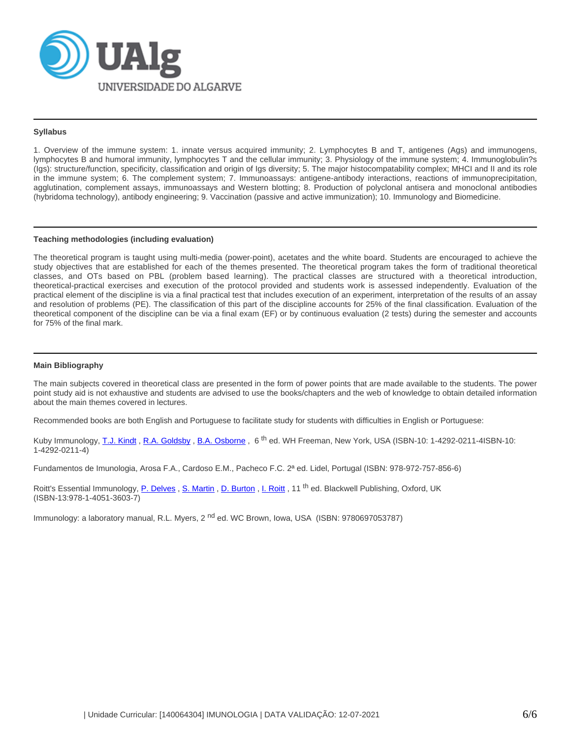## Syllabus

1. Overview of the immune system: 1. innate versus acquired immunity; 2. Lymphocytes B and T, antigenes (Ags) and immunogens, lymphocytes B and humoral immunity, lymphocytes T and the cellular immunity; 3. Physiology of the immune system; 4. Immunoglobulin?s (Igs): structure/function, specificity, classification and origin of Igs diversity; 5. The major histocompatability complex; MHCI and II and its role in the immune system; 6. The complement system; 7. Immunoassays: antigene-antibody interactions, reactions of immunoprecipitation, agglutination, complement assays, immunoassays and Western blotting; 8. Production of polyclonal antisera and monoclonal antibodies (hybridoma technology), antibody engineering; 9. Vaccination (passive and active immunization); 10. Immunology and Biomedicine.

## Teaching methodologies (including evaluation)

The theoretical program is taught using multi-media (power-point), acetates and the white board. Students are encouraged to achieve the study objectives that are established for each of the themes presented. The theoretical program takes the form of traditional theoretical classes, and OTs based on PBL (problem based learning). The practical classes are structured with a theoretical introduction, theoretical-practical exercises and execution of the protocol provided and students work is assessed independently. Evaluation of the practical element of the discipline is via a final practical test that includes execution of an experiment, interpretation of the results of an assay and resolution of problems (PE). The classification of this part of the discipline accounts for 25% of the final classification. Evaluation of the theoretical component of the discipline can be via a final exam (EF) or by continuous evaluation (2 tests) during the semester and accounts for 75% of the final mark.

## Main Bibliography

The main subjects covered in theoretical class are presented in the form of power points that are made available to the students. The power point study aid is not exhaustive and students are advised to use the books/chapters and the web of knowledge to obtain detailed information about the main themes covered in lectures.

Recommended books are both English and Portuguese to facilitate study for students with difficulties in English or Portuguese:

Kuby Immunology, T.J. Kindt , R.A. Goldsby , B.A. Osborne , 6 th ed. WH Freeman, New York, USA (ISBN-10: 1-4292-0211-4ISBN-10: 1-4292-0211-4)

Fundamentos de Imunologia, Arosa F.A., Cardoso E.M., Pacheco F.C. 2ª ed. Lidel, Portugal (ISBN: 978-972-757-856-6)

Roitt's Essential Immunology, P. Delves , S. Martin , D. Burton , I. Roitt , 11 th ed. Blackwell Publishing, Oxford, UK (ISBN-13:978-1-4051-3603-7)

Immunology: a laboratory manual, R.L. Myers, 2 nd ed. WC Brown, Iowa, USA (ISBN: 9780697053787)